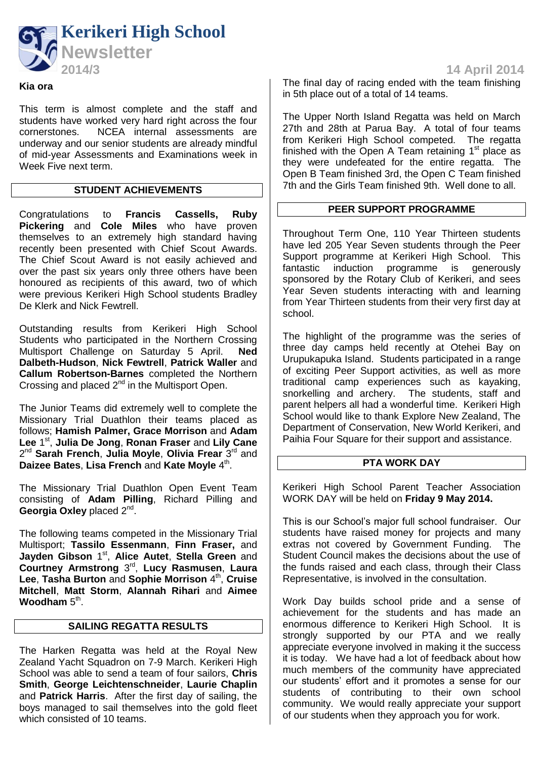# Kerikeri High School Newsletter

**2014/3** **14 April 2014**

**Kia ora**

This term is almost complete and the staff and students have worked very hard right across the four cornerstones. NCEA internal assessments are underway and our senior students are already mindful of mid-year Assessments and Examinations week in Week Five next term.

## STUDENT ACHIEVEMENTS

Congratulations to **Francis Cassells, Ruby Pickering** and **Cole Miles** who have proven themselves to an extremely high standard having recently been presented with Chief Scout Awards. The Chief Scout Award is not easily achieved and over the past six years only three others have been honoured as recipients of this award, two of which were previous Kerikeri High School students Bradley De Klerk and Nick Fewtrell.

Outstanding results from Kerikeri High School Students who participated in the Northern Crossing Multisport Challenge on Saturday 5 April. **Ned Dalbeth-Hudson**, **Nick Fewtrell**, **Patrick Waller** and **Callum Robertson-Barnes** completed the Northern Crossing and placed 2nd in the Multisport Open.

The Junior Teams did extremely well to complete the Missionary Trial Duathlon their teams placed as follows; **Hamish Palmer, Grace Morrison** and **Adam Lee** 1st, **Julia De Jong**, **Ronan Fraser** and **Lily Cane** 2nd **Sarah French**, **Julia Moyle**, **Olivia Frear** 3rd and **Daizee Bates**, **Lisa French** and **Kate Moyle** 4th.

The Missionary Trial Duathlon Open Event Team consisting of **Adam Pilling**, Richard Pilling and **Georgia Oxley** placed 2nd.

The following teams competed in the Missionary Trial Multisport; **Tassilo Essenmann**, **Finn Fraser,** and **Jayden Gibson** 1st, **Alice Autet**, **Stella Green** and **Courtney Armstrong** 3rd, **Lucy Rasmusen**, **Laura Lee**, **Tasha Burton** and **Sophie Morrison** 4th, **Cruise Mitchell**, **Matt Storm**, **Alannah Rihari** and **Aimee Woodham** 5th.

## SAILING REGATTA RESULTS

The Harken Regatta was held at the Royal New Zealand Yacht Squadron on 7-9 March. Kerikeri High School was able to send a team of four sailors, **Chris Smith**, **George Leichtenschneider**, **Laurie Chaplin** and **Patrick Harris**. After the first day of sailing, the boys managed to sail themselves into the gold fleet which consisted of 10 teams.

The final day of racing ended with the team finishing in 5th place out of a total of 14 teams.

The Upper North Island Regatta was held on March 27th and 28th at Parua Bay. A total of four teams from Kerikeri High School competed. The regatta finished with the Open A Team retaining 1st place as they were undefeated for the entire regatta. The Open B Team finished 3rd, the Open C Team finished 7th and the Girls Team finished 9th. Well done to all.

## PEER SUPPORT PROGRAMME

Throughout Term One, 110 Year Thirteen students have led 205 Year Seven students through the Peer Support programme at Kerikeri High School. This fantastic induction programme is generously sponsored by the Rotary Club of Kerikeri, and sees Year Seven students interacting with and learning from Year Thirteen students from their very first day at school.

The highlight of the programme was the series of three day camps held recently at Otehei Bay on Urupukapuka Island. Students participated in a range of exciting Peer Support activities, as well as more traditional camp experiences such as kayaking, snorkelling and archery. The students, staff and parent helpers all had a wonderful time. Kerikeri High School would like to thank Explore New Zealand, The Department of Conservation, New World Kerikeri, and Paihia Four Square for their support and assistance.

## PTA WORK DAY

Kerikeri High School Parent Teacher Association WORK DAY will be held on **Friday 9 May 2014.**

This is our School's major full school fundraiser. Our students have raised money for projects and many extras not covered by Government Funding. The Student Council makes the decisions about the use of the funds raised and each class, through their Class Representative, is involved in the consultation.

Work Day builds school pride and a sense of achievement for the students and has made an enormous difference to Kerikeri High School. It is strongly supported by our PTA and we really appreciate everyone involved in making it the success it is today. We have had a lot of feedback about how much members of the community have appreciated our students' effort and it promotes a sense for our students of contributing to their own school community. We would really appreciate your support of our students when they approach you for work.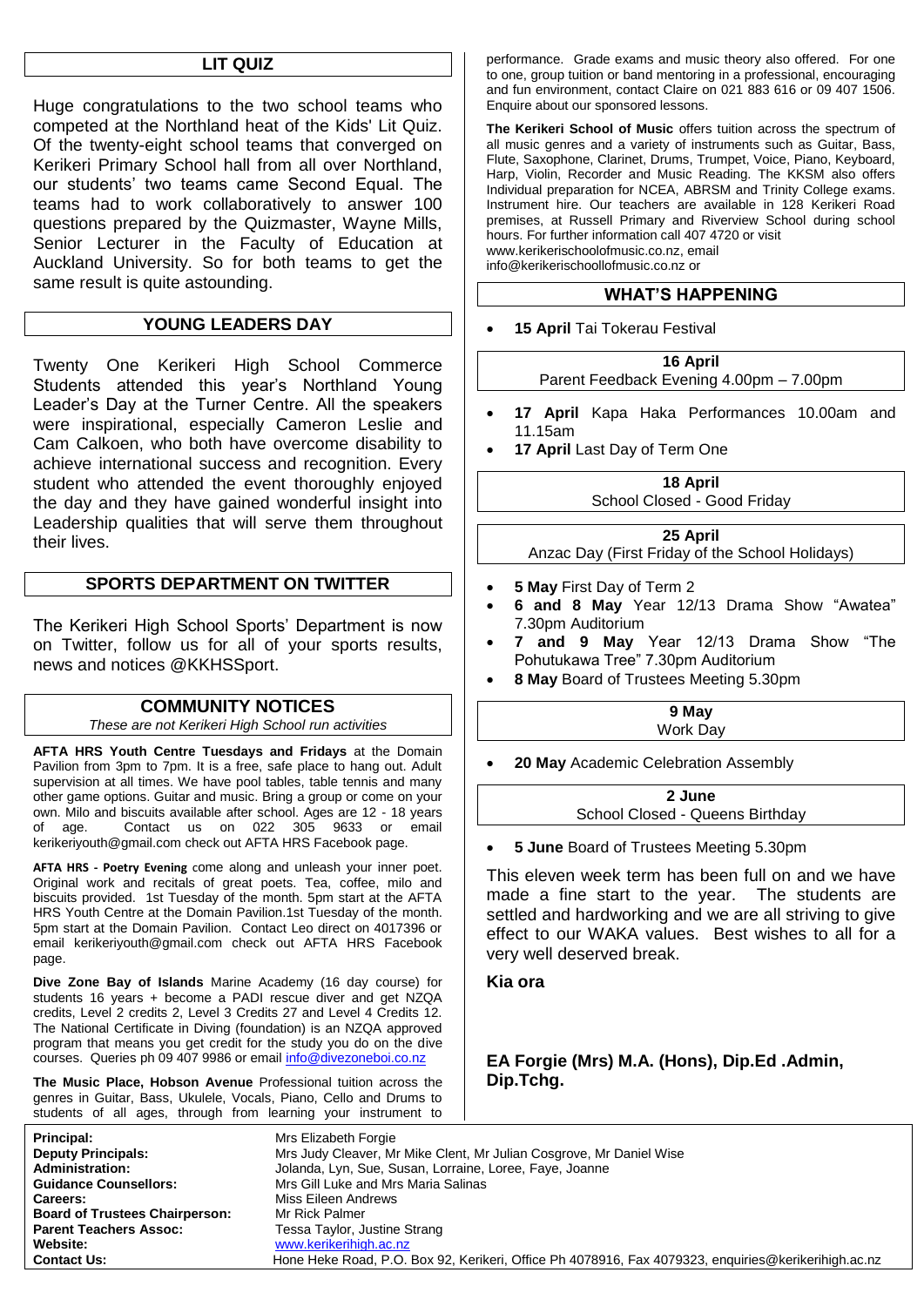## LIT QUIZ

Huge congratulations to the two school teams who competed at the Northland heat of the Kids' Lit Quiz. Of the twenty-eight school teams that converged on Kerikeri Primary School hall from all over Northland, our students' two teams came Second Equal. The teams had to work collaboratively to answer 100 questions prepared by the Quizmaster, Wayne Mills, Senior Lecturer in the Faculty of Education at Auckland University. So for both teams to get the same result is quite astounding.

## YOUNG LEADERS DAY

Twenty One Kerikeri High School Commerce Students attended this year's Northland Young Leader's Day at the Turner Centre. All the speakers were inspirational, especially Cameron Leslie and Cam Calkoen, who both have overcome disability to achieve international success and recognition. Every student who attended the event thoroughly enjoyed the day and they have gained wonderful insight into Leadership qualities that will serve them throughout their lives.

## SPORTS DEPARTMENT ON TWITTER

The Kerikeri High School Sports' Department is now on Twitter, follow us for all of your sports results, news and notices @KKHSSport.

## COMMUNITY NOTICES

*These are not Kerikeri High School run activities*

**AFTA HRS Youth Centre Tuesdays and Fridays** at the Domain Pavilion from 3pm to 7pm. It is a free, safe place to hang out. Adult supervision at all times. We have pool tables, table tennis and many other game options. Guitar and music. Bring a group or come on your own. Milo and biscuits available after school. Ages are 12 - 18 years of age. Contact us on 022 305 9633 or email kerikeriyouth@gmail.com check out AFTA HRS Facebook page.

**AFTA HRS - Poetry Evening** come along and unleash your inner poet. Original work and recitals of great poets. Tea, coffee, milo and biscuits provided. 1st Tuesday of the month. 5pm start at the AFTA HRS Youth Centre at the Domain Pavilion.1st Tuesday of the month. 5pm start at the Domain Pavilion. Contact Leo direct on 4017396 or email kerikeriyouth@gmail.com check out AFTA HRS Facebook page.

**Dive Zone Bay of Islands** Marine Academy (16 day course) for students 16 years + become a PADI rescue diver and get NZQA credits, Level 2 credits 2, Level 3 Credits 27 and Level 4 Credits 12. The National Certificate in Diving (foundation) is an NZQA approved program that means you get credit for the study you do on the dive courses. Queries ph 09 407 9986 or email info@divezoneboi.co.nz

**The Music Place, Hobson Avenue** Professional tuition across the genres in Guitar, Bass, Ukulele, Vocals, Piano, Cello and Drums to students of all ages, through from learning your instrument to performance. Grade exams and music theory also offered. For one to one, group tuition or band mentoring in a professional, encouraging and fun environment, contact Claire on 021 883 616 or 09 407 1506. Enquire about our sponsored lessons.

**The Kerikeri School of Music** offers tuition across the spectrum of all music genres and a variety of instruments such as Guitar, Bass, Flute, Saxophone, Clarinet, Drums, Trumpet, Voice, Piano, Keyboard, Harp, Violin, Recorder and Music Reading. The KKSM also offers Individual preparation for NCEA, ABRSM and Trinity College exams. Instrument hire. Our teachers are available in 128 Kerikeri Road premises, at Russell Primary and Riverview School during school hours. For further information call 407 4720 or visit www.kerikerischoolofmusic.co.nz, email info@kerikerischoollofmusic.co.nz or

## WHAT'S HAPPENING

- **15 April** Tai Tokerau Festival

**16 April**
Parent Feedback Evening 4.00pm – 7.00pm

- **17 April** Kapa Haka Performances 10.00am and 11.15am
- **17 April** Last Day of Term One

**18 April**
School Closed - Good Friday

**25 April**
Anzac Day (First Friday of the School Holidays)

- **5 May** First Day of Term 2
- **6 and 8 May** Year 12/13 Drama Show "Awatea" 7.30pm Auditorium
- **7 and 9 May** Year 12/13 Drama Show "The Pohutukawa Tree" 7.30pm Auditorium
- **8 May** Board of Trustees Meeting 5.30pm

**9 May**
Work Day

- **20 May** Academic Celebration Assembly

**2 June**
School Closed - Queens Birthday

- **5 June** Board of Trustees Meeting 5.30pm

This eleven week term has been full on and we have made a fine start to the year. The students are settled and hardworking and we are all striving to give effect to our WAKA values. Best wishes to all for a very well deserved break.

**Kia ora**

**EA Forgie (Mrs) M.A. (Hons), Dip.Ed .Admin, Dip.Tchg.**

| | |
|---|---|
| **Principal:** | Mrs Elizabeth Forgie |
| **Deputy Principals:** | Mrs Judy Cleaver, Mr Mike Clent, Mr Julian Cosgrove, Mr Daniel Wise |
| **Administration:** | Jolanda, Lyn, Sue, Susan, Lorraine, Loree, Faye, Joanne |
| **Guidance Counsellors:** | Mrs Gill Luke and Mrs Maria Salinas |
| **Careers:** | Miss Eileen Andrews |
| **Board of Trustees Chairperson:** | Mr Rick Palmer |
| **Parent Teachers Assoc:** | Tessa Taylor, Justine Strang |
| **Website:** | www.kerikerihigh.ac.nz |
| **Contact Us:** | Hone Heke Road, P.O. Box 92, Kerikeri, Office Ph 4078916, Fax 4079323, enquiries@kerikerihigh.ac.nz |